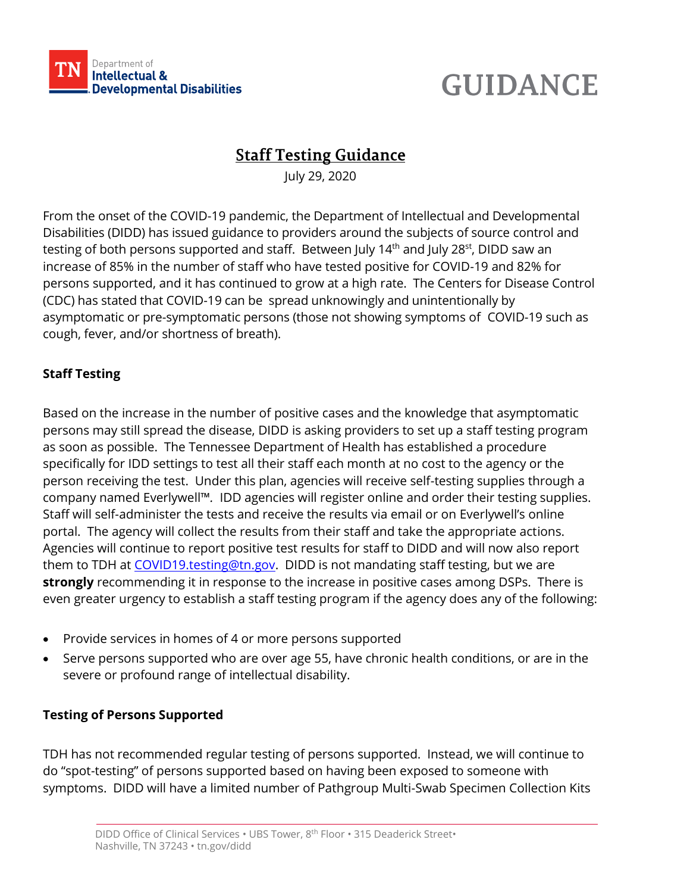Department of
**Intellectual & Developmental Disabilities**

# GUIDANCE

## Staff Testing Guidance

July 29, 2020

From the onset of the COVID-19 pandemic, the Department of Intellectual and Developmental Disabilities (DIDD) has issued guidance to providers around the subjects of source control and testing of both persons supported and staff. Between July 14th and July 28st, DIDD saw an increase of 85% in the number of staff who have tested positive for COVID-19 and 82% for persons supported, and it has continued to grow at a high rate. The Centers for Disease Control (CDC) has stated that COVID-19 can be spread unknowingly and unintentionally by asymptomatic or pre-symptomatic persons (those not showing symptoms of COVID-19 such as cough, fever, and/or shortness of breath).

### Staff Testing

Based on the increase in the number of positive cases and the knowledge that asymptomatic persons may still spread the disease, DIDD is asking providers to set up a staff testing program as soon as possible. The Tennessee Department of Health has established a procedure specifically for IDD settings to test all their staff each month at no cost to the agency or the person receiving the test. Under this plan, agencies will receive self-testing supplies through a company named Everlywell™. IDD agencies will register online and order their testing supplies. Staff will self-administer the tests and receive the results via email or on Everlywell's online portal. The agency will collect the results from their staff and take the appropriate actions. Agencies will continue to report positive test results for staff to DIDD and will now also report them to TDH at COVID19.testing@tn.gov. DIDD is not mandating staff testing, but we are **strongly** recommending it in response to the increase in positive cases among DSPs. There is even greater urgency to establish a staff testing program if the agency does any of the following:

- Provide services in homes of 4 or more persons supported
- Serve persons supported who are over age 55, have chronic health conditions, or are in the severe or profound range of intellectual disability.

### Testing of Persons Supported

TDH has not recommended regular testing of persons supported. Instead, we will continue to do "spot-testing" of persons supported based on having been exposed to someone with symptoms. DIDD will have a limited number of Pathgroup Multi-Swab Specimen Collection Kits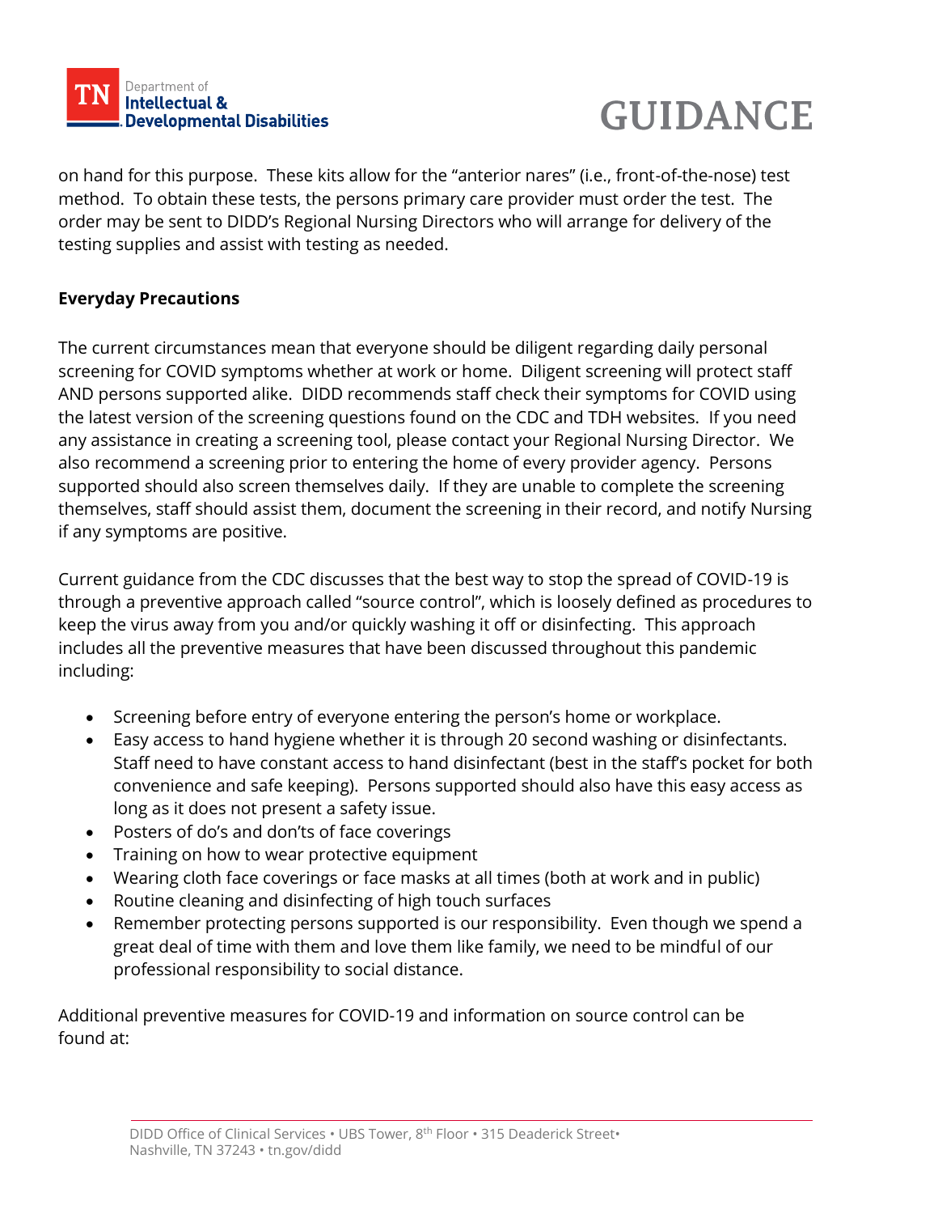on hand for this purpose. These kits allow for the "anterior nares" (i.e., front-of-the-nose) test method. To obtain these tests, the persons primary care provider must order the test. The order may be sent to DIDD's Regional Nursing Directors who will arrange for delivery of the testing supplies and assist with testing as needed.

**Everyday Precautions**

The current circumstances mean that everyone should be diligent regarding daily personal screening for COVID symptoms whether at work or home. Diligent screening will protect staff AND persons supported alike. DIDD recommends staff check their symptoms for COVID using the latest version of the screening questions found on the CDC and TDH websites. If you need any assistance in creating a screening tool, please contact your Regional Nursing Director. We also recommend a screening prior to entering the home of every provider agency. Persons supported should also screen themselves daily. If they are unable to complete the screening themselves, staff should assist them, document the screening in their record, and notify Nursing if any symptoms are positive.

Current guidance from the CDC discusses that the best way to stop the spread of COVID-19 is through a preventive approach called "source control", which is loosely defined as procedures to keep the virus away from you and/or quickly washing it off or disinfecting. This approach includes all the preventive measures that have been discussed throughout this pandemic including:

- Screening before entry of everyone entering the person's home or workplace.
- Easy access to hand hygiene whether it is through 20 second washing or disinfectants. Staff need to have constant access to hand disinfectant (best in the staff's pocket for both convenience and safe keeping). Persons supported should also have this easy access as long as it does not present a safety issue.
- Posters of do's and don'ts of face coverings
- Training on how to wear protective equipment
- Wearing cloth face coverings or face masks at all times (both at work and in public)
- Routine cleaning and disinfecting of high touch surfaces
- Remember protecting persons supported is our responsibility. Even though we spend a great deal of time with them and love them like family, we need to be mindful of our professional responsibility to social distance.

Additional preventive measures for COVID-19 and information on source control can be found at: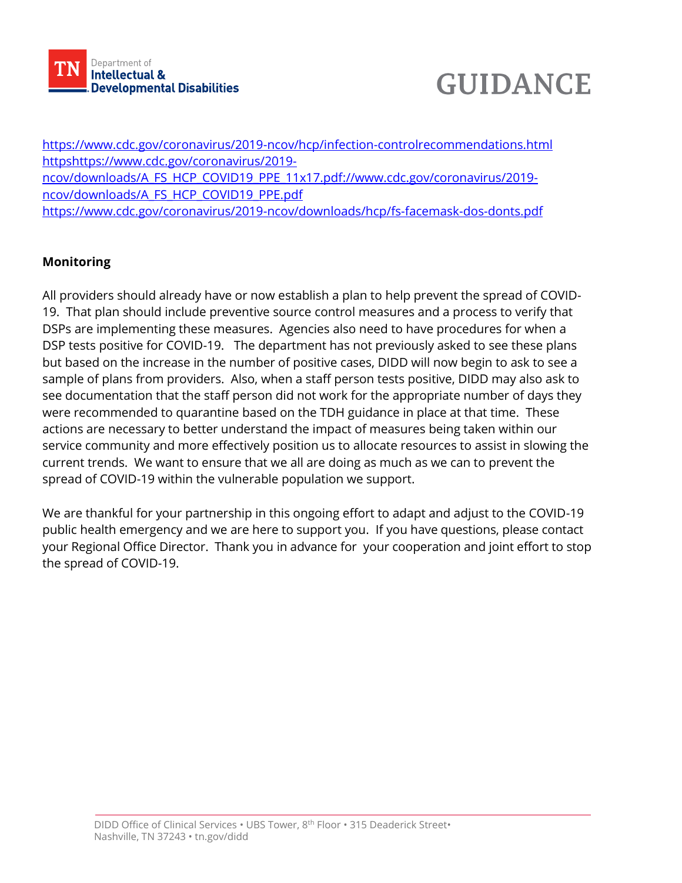https://www.cdc.gov/coronavirus/2019-ncov/hcp/infection-controlrecommendations.html
httpshttps://www.cdc.gov/coronavirus/2019-ncov/downloads/A_FS_HCP_COVID19_PPE_11x17.pdf://www.cdc.gov/coronavirus/2019-ncov/downloads/A_FS_HCP_COVID19_PPE.pdf
https://www.cdc.gov/coronavirus/2019-ncov/downloads/hcp/fs-facemask-dos-donts.pdf

**Monitoring**

All providers should already have or now establish a plan to help prevent the spread of COVID-19. That plan should include preventive source control measures and a process to verify that DSPs are implementing these measures. Agencies also need to have procedures for when a DSP tests positive for COVID-19. The department has not previously asked to see these plans but based on the increase in the number of positive cases, DIDD will now begin to ask to see a sample of plans from providers. Also, when a staff person tests positive, DIDD may also ask to see documentation that the staff person did not work for the appropriate number of days they were recommended to quarantine based on the TDH guidance in place at that time. These actions are necessary to better understand the impact of measures being taken within our service community and more effectively position us to allocate resources to assist in slowing the current trends. We want to ensure that we all are doing as much as we can to prevent the spread of COVID-19 within the vulnerable population we support.

We are thankful for your partnership in this ongoing effort to adapt and adjust to the COVID-19 public health emergency and we are here to support you. If you have questions, please contact your Regional Office Director. Thank you in advance for your cooperation and joint effort to stop the spread of COVID-19.